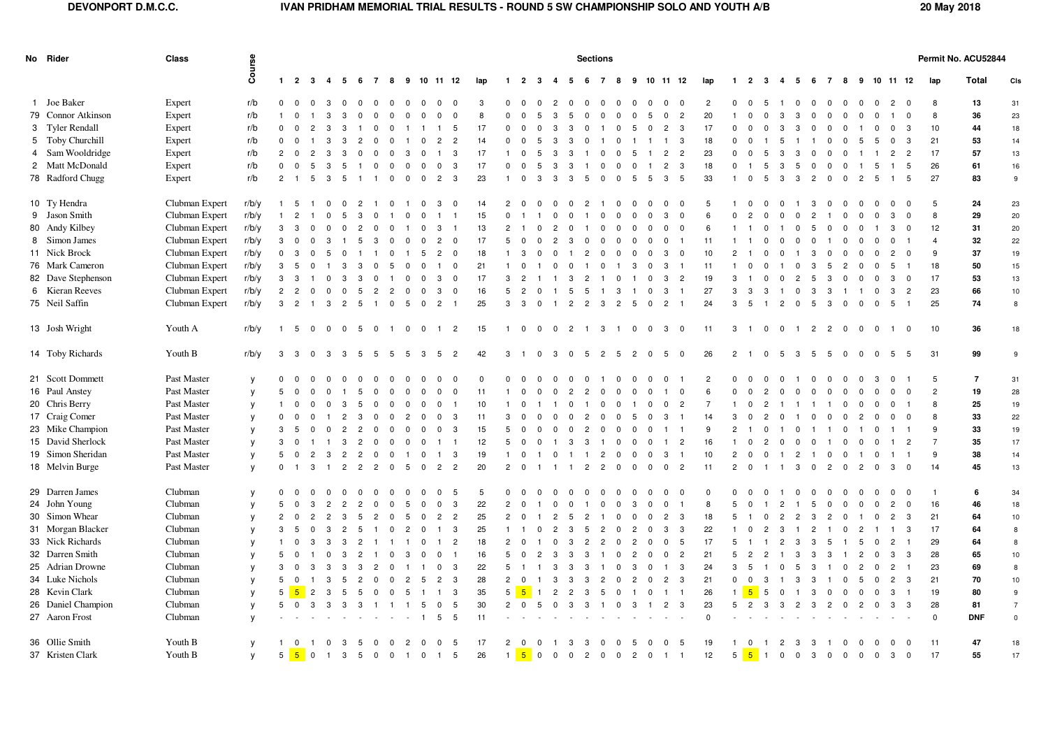**DEVONPORT D.M.C.C.** **IVAN PRIDHAM MEMORIAL TRIAL RESULTS - ROUND 5 SW CHAMPIONSHIP SOLO AND YOUTH A/B** **20 May 2018**

Permit No. ACU52844

| No | Rider | Class | Course | 1 | 2 | 3 | 4 | 5 | 6 | 7 | 8 | 9 | 10 | 11 | 12 | lap | 1 | 2 | 3 | 4 | 5 | 6 | 7 | 8 | 9 | 10 | 11 | 12 | lap | 1 | 2 | 3 | 4 | 5 | 6 | 7 | 8 | 9 | 10 | 11 | 12 | lap | Total | Cls |
|---|---|---|---|---|---|---|---|---|---|---|---|---|---|---|---|---|---|---|---|---|---|---|---|---|---|---|---|---|---|---|---|---|---|---|---|---|---|---|---|---|---|---|---|---|
| 1 | Joe Baker | Expert | r/b | 0 | 0 | 0 | 3 | 0 | 0 | 0 | 0 | 0 | 0 | 0 | 0 | 3 | 0 | 0 | 0 | 2 | 0 | 0 | 0 | 0 | 0 | 0 | 0 | 0 | 2 | 0 | 0 | 5 | 1 | 0 | 0 | 0 | 0 | 0 | 0 | 2 | 0 | 8 | 13 | 31 |
| 79 | Connor Atkinson | Expert | r/b | 1 | 0 | 1 | 3 | 3 | 0 | 0 | 0 | 0 | 0 | 0 | 0 | 8 | 0 | 0 | 5 | 3 | 5 | 0 | 0 | 0 | 0 | 5 | 0 | 2 | 20 | 1 | 0 | 0 | 3 | 3 | 0 | 0 | 0 | 0 | 0 | 1 | 0 | 8 | 36 | 23 |
| 3 | Tyler Rendall | Expert | r/b | 0 | 0 | 2 | 3 | 3 | 1 | 0 | 0 | 1 | 1 | 1 | 5 | 17 | 0 | 0 | 0 | 3 | 3 | 0 | 1 | 0 | 5 | 0 | 2 | 3 | 17 | 0 | 0 | 0 | 3 | 3 | 0 | 0 | 0 | 1 | 0 | 0 | 3 | 10 | 44 | 18 |
| 5 | Toby Churchill | Expert | r/b | 0 | 0 | 1 | 3 | 3 | 2 | 0 | 0 | 1 | 0 | 2 | 2 | 14 | 0 | 0 | 5 | 3 | 3 | 0 | 1 | 0 | 1 | 1 | 1 | 3 | 18 | 0 | 0 | 1 | 5 | 1 | 1 | 0 | 0 | 5 | 5 | 0 | 3 | 21 | 53 | 14 |
| 4 | Sam Wooldridge | Expert | r/b | 2 | 0 | 2 | 3 | 3 | 0 | 0 | 0 | 3 | 0 | 1 | 3 | 17 | 1 | 0 | 5 | 3 | 3 | 1 | 0 | 0 | 5 | 1 | 2 | 2 | 23 | 0 | 0 | 5 | 3 | 3 | 0 | 0 | 0 | 1 | 1 | 2 | 2 | 17 | 57 | 13 |
| 2 | Matt McDonald | Expert | r/b | 0 | 0 | 5 | 3 | 5 | 1 | 0 | 0 | 0 | 0 | 0 | 3 | 17 | 0 | 0 | 5 | 3 | 3 | 1 | 0 | 0 | 0 | 1 | 2 | 3 | 18 | 0 | 1 | 5 | 3 | 5 | 0 | 0 | 0 | 1 | 5 | 1 | 5 | 26 | 61 | 16 |
| 78 | Radford Chugg | Expert | r/b | 2 | 1 | 5 | 3 | 5 | 1 | 1 | 0 | 0 | 0 | 2 | 3 | 23 | 1 | 0 | 3 | 3 | 3 | 5 | 0 | 0 | 5 | 5 | 3 | 5 | 33 | 1 | 0 | 5 | 3 | 3 | 2 | 0 | 0 | 2 | 5 | 1 | 5 | 27 | 83 | 9 |
| 10 | Ty Hendra | Clubman Expert | r/b/y | 1 | 5 | 1 | 0 | 0 | 2 | 1 | 0 | 1 | 0 | 3 | 0 | 14 | 2 | 0 | 0 | 0 | 0 | 2 | 1 | 0 | 0 | 0 | 0 | 0 | 5 | 1 | 0 | 0 | 0 | 1 | 3 | 0 | 0 | 0 | 0 | 0 | 0 | 5 | 24 | 23 |
| 9 | Jason Smith | Clubman Expert | r/b/y | 1 | 2 | 1 | 0 | 5 | 3 | 0 | 1 | 0 | 0 | 1 | 1 | 15 | 0 | 1 | 1 | 0 | 0 | 1 | 0 | 0 | 0 | 0 | 3 | 0 | 6 | 0 | 2 | 0 | 0 | 0 | 2 | 1 | 0 | 0 | 0 | 3 | 0 | 8 | 29 | 20 |
| 80 | Andy Kilbey | Clubman Expert | r/b/y | 3 | 3 | 0 | 0 | 0 | 2 | 0 | 0 | 1 | 0 | 3 | 1 | 13 | 2 | 1 | 0 | 2 | 0 | 1 | 0 | 0 | 0 | 0 | 0 | 0 | 6 | 1 | 1 | 0 | 1 | 0 | 5 | 0 | 0 | 0 | 1 | 3 | 0 | 12 | 31 | 20 |
| 8 | Simon James | Clubman Expert | r/b/y | 3 | 0 | 0 | 3 | 1 | 5 | 3 | 0 | 0 | 0 | 2 | 0 | 17 | 5 | 0 | 0 | 2 | 3 | 0 | 0 | 0 | 0 | 0 | 0 | 1 | 11 | 1 | 1 | 0 | 0 | 0 | 0 | 1 | 0 | 0 | 0 | 0 | 1 | 4 | 32 | 22 |
| 11 | Nick Brock | Clubman Expert | r/b/y | 0 | 3 | 0 | 5 | 0 | 1 | 1 | 0 | 1 | 5 | 2 | 0 | 18 | 1 | 3 | 0 | 0 | 1 | 2 | 0 | 0 | 0 | 0 | 3 | 0 | 10 | 2 | 1 | 0 | 0 | 1 | 3 | 0 | 0 | 0 | 0 | 2 | 0 | 9 | 37 | 19 |
| 76 | Mark Cameron | Clubman Expert | r/b/y | 3 | 5 | 0 | 1 | 3 | 3 | 0 | 5 | 0 | 0 | 1 | 0 | 21 | 1 | 0 | 1 | 0 | 0 | 1 | 0 | 1 | 3 | 0 | 3 | 1 | 11 | 1 | 0 | 0 | 1 | 0 | 3 | 5 | 2 | 0 | 0 | 5 | 1 | 18 | 50 | 15 |
| 82 | Dave Stephenson | Clubman Expert | r/b/y | 3 | 3 | 1 | 0 | 3 | 3 | 0 | 1 | 0 | 0 | 3 | 0 | 17 | 3 | 2 | 1 | 1 | 3 | 2 | 1 | 0 | 1 | 0 | 3 | 2 | 19 | 3 | 1 | 0 | 0 | 2 | 5 | 3 | 0 | 0 | 0 | 3 | 0 | 17 | 53 | 13 |
| 6 | Kieran Reeves | Clubman Expert | r/b/y | 2 | 2 | 0 | 0 | 0 | 5 | 2 | 2 | 0 | 0 | 3 | 0 | 16 | 5 | 2 | 0 | 1 | 5 | 5 | 1 | 3 | 1 | 0 | 3 | 1 | 27 | 3 | 3 | 3 | 1 | 0 | 3 | 3 | 1 | 1 | 0 | 3 | 2 | 23 | 66 | 10 |
| 75 | Neil Saffin | Clubman Expert | r/b/y | 3 | 2 | 1 | 3 | 2 | 5 | 1 | 0 | 5 | 0 | 2 | 1 | 25 | 3 | 3 | 0 | 1 | 2 | 2 | 3 | 2 | 5 | 0 | 2 | 1 | 24 | 3 | 5 | 1 | 2 | 0 | 5 | 3 | 0 | 0 | 0 | 5 | 1 | 25 | 74 | 8 |
| 13 | Josh Wright | Youth A | r/b/y | 1 | 5 | 0 | 0 | 0 | 5 | 0 | 1 | 0 | 0 | 1 | 2 | 15 | 1 | 0 | 0 | 0 | 2 | 1 | 3 | 1 | 0 | 0 | 3 | 0 | 11 | 3 | 1 | 0 | 0 | 1 | 2 | 2 | 0 | 0 | 0 | 1 | 0 | 10 | 36 | 18 |
| 14 | Toby Richards | Youth B | r/b/y | 3 | 3 | 0 | 3 | 3 | 5 | 5 | 5 | 5 | 3 | 5 | 2 | 42 | 3 | 1 | 0 | 3 | 0 | 5 | 2 | 5 | 2 | 0 | 5 | 0 | 26 | 2 | 1 | 0 | 5 | 3 | 5 | 5 | 0 | 0 | 0 | 5 | 5 | 31 | 99 | 9 |
| 21 | Scott Dommett | Past Master | y | 0 | 0 | 0 | 0 | 0 | 0 | 0 | 0 | 0 | 0 | 0 | 0 | 0 | 0 | 0 | 0 | 0 | 0 | 0 | 1 | 0 | 0 | 0 | 0 | 1 | 2 | 0 | 0 | 0 | 0 | 1 | 0 | 0 | 0 | 0 | 3 | 0 | 1 | 5 | 7 | 31 |
| 16 | Paul Anstey | Past Master | y | 5 | 0 | 0 | 0 | 1 | 5 | 0 | 0 | 0 | 0 | 0 | 0 | 11 | 1 | 0 | 0 | 0 | 2 | 2 | 0 | 0 | 0 | 0 | 1 | 0 | 6 | 0 | 0 | 2 | 0 | 0 | 0 | 0 | 0 | 0 | 0 | 0 | 0 | 2 | 19 | 28 |
| 20 | Chris Berry | Past Master | y | 1 | 0 | 0 | 0 | 3 | 5 | 0 | 0 | 0 | 0 | 0 | 1 | 10 | 1 | 0 | 1 | 1 | 0 | 1 | 0 | 0 | 1 | 0 | 0 | 2 | 7 | 1 | 0 | 2 | 1 | 1 | 1 | 1 | 0 | 0 | 0 | 0 | 1 | 8 | 25 | 19 |
| 17 | Craig Comer | Past Master | y | 0 | 0 | 0 | 1 | 2 | 3 | 0 | 0 | 2 | 0 | 0 | 3 | 11 | 3 | 0 | 0 | 0 | 0 | 2 | 0 | 0 | 5 | 0 | 3 | 1 | 14 | 3 | 0 | 2 | 0 | 1 | 0 | 0 | 0 | 2 | 0 | 0 | 0 | 8 | 33 | 22 |
| 23 | Mike Champion | Past Master | y | 3 | 5 | 0 | 0 | 2 | 2 | 0 | 0 | 0 | 0 | 0 | 3 | 15 | 5 | 0 | 0 | 0 | 0 | 2 | 0 | 0 | 0 | 0 | 1 | 1 | 9 | 2 | 1 | 0 | 1 | 0 | 1 | 1 | 0 | 1 | 0 | 1 | 1 | 9 | 33 | 19 |
| 15 | David Sherlock | Past Master | y | 3 | 0 | 1 | 1 | 3 | 2 | 0 | 0 | 0 | 0 | 1 | 1 | 12 | 5 | 0 | 0 | 1 | 3 | 3 | 1 | 0 | 0 | 0 | 1 | 2 | 16 | 1 | 0 | 2 | 0 | 0 | 0 | 1 | 0 | 0 | 0 | 1 | 2 | 7 | 35 | 17 |
| 19 | Simon Sheridan | Past Master | y | 5 | 0 | 2 | 3 | 2 | 2 | 0 | 0 | 1 | 0 | 1 | 3 | 19 | 1 | 0 | 1 | 0 | 1 | 1 | 2 | 0 | 0 | 0 | 3 | 1 | 10 | 2 | 0 | 0 | 1 | 2 | 1 | 0 | 0 | 1 | 0 | 1 | 1 | 9 | 38 | 14 |
| 18 | Melvin Burge | Past Master | y | 0 | 1 | 3 | 1 | 2 | 2 | 2 | 0 | 5 | 0 | 2 | 2 | 20 | 2 | 0 | 1 | 1 | 1 | 2 | 2 | 0 | 0 | 0 | 0 | 2 | 11 | 2 | 0 | 1 | 1 | 3 | 0 | 2 | 0 | 2 | 0 | 3 | 0 | 14 | 45 | 13 |
| 29 | Darren James | Clubman | y | 0 | 0 | 0 | 0 | 0 | 0 | 0 | 0 | 0 | 0 | 0 | 5 | 5 | 0 | 0 | 0 | 0 | 0 | 0 | 0 | 0 | 0 | 0 | 0 | 0 | 0 | 0 | 0 | 0 | 1 | 0 | 0 | 0 | 0 | 0 | 0 | 0 | 0 | 1 | 6 | 34 |
| 24 | John Young | Clubman | y | 5 | 0 | 3 | 2 | 2 | 2 | 0 | 0 | 5 | 0 | 0 | 3 | 22 | 2 | 0 | 1 | 0 | 0 | 1 | 0 | 0 | 3 | 0 | 0 | 1 | 8 | 5 | 0 | 1 | 2 | 1 | 5 | 0 | 0 | 0 | 0 | 2 | 0 | 16 | 46 | 18 |
| 30 | Simon Whear | Clubman | y | 2 | 0 | 2 | 2 | 3 | 5 | 2 | 0 | 5 | 0 | 2 | 2 | 25 | 2 | 0 | 1 | 2 | 5 | 2 | 1 | 0 | 0 | 0 | 2 | 3 | 18 | 5 | 1 | 0 | 2 | 2 | 3 | 2 | 0 | 1 | 0 | 2 | 3 | 21 | 64 | 10 |
| 31 | Morgan Blacker | Clubman | y | 3 | 5 | 0 | 3 | 2 | 5 | 1 | 0 | 2 | 0 | 1 | 3 | 25 | 1 | 1 | 0 | 2 | 3 | 5 | 2 | 0 | 2 | 0 | 3 | 3 | 22 | 1 | 0 | 2 | 3 | 1 | 2 | 1 | 0 | 2 | 1 | 1 | 3 | 17 | 64 | 8 |
| 33 | Nick Richards | Clubman | y | 1 | 0 | 3 | 3 | 3 | 2 | 1 | 1 | 1 | 0 | 1 | 2 | 18 | 2 | 0 | 1 | 0 | 3 | 2 | 2 | 0 | 2 | 0 | 0 | 5 | 17 | 5 | 1 | 1 | 2 | 3 | 3 | 5 | 1 | 5 | 0 | 2 | 1 | 29 | 64 | 8 |
| 32 | Darren Smith | Clubman | y | 5 | 0 | 1 | 0 | 3 | 2 | 1 | 0 | 3 | 0 | 0 | 1 | 16 | 5 | 0 | 2 | 3 | 3 | 3 | 1 | 0 | 2 | 0 | 0 | 2 | 21 | 5 | 2 | 2 | 1 | 3 | 3 | 3 | 1 | 2 | 0 | 3 | 3 | 28 | 65 | 10 |
| 25 | Adrian Drowne | Clubman | y | 3 | 0 | 3 | 3 | 3 | 3 | 2 | 0 | 1 | 1 | 0 | 3 | 22 | 5 | 1 | 1 | 3 | 3 | 3 | 1 | 0 | 3 | 0 | 1 | 3 | 24 | 3 | 5 | 1 | 0 | 5 | 3 | 1 | 0 | 2 | 0 | 2 | 1 | 23 | 69 | 8 |
| 34 | Luke Nichols | Clubman | y | 5 | 0 | 1 | 3 | 5 | 2 | 0 | 0 | 2 | 5 | 2 | 3 | 28 | 2 | 0 | 1 | 3 | 3 | 3 | 2 | 0 | 2 | 0 | 2 | 3 | 21 | 0 | 0 | 3 | 1 | 3 | 3 | 1 | 0 | 5 | 0 | 2 | 3 | 21 | 70 | 10 |
| 28 | Kevin Clark | Clubman | y | 5 | 5 | 2 | 3 | 5 | 5 | 0 | 0 | 5 | 1 | 1 | 3 | 35 | 5 | 5 | 1 | 2 | 2 | 3 | 5 | 0 | 1 | 0 | 1 | 1 | 26 | 1 | 5 | 5 | 0 | 1 | 3 | 0 | 0 | 0 | 0 | 3 | 1 | 19 | 80 | 9 |
| 26 | Daniel Champion | Clubman | y | 5 | 0 | 3 | 3 | 3 | 3 | 1 | 1 | 1 | 5 | 0 | 5 | 30 | 2 | 0 | 5 | 0 | 3 | 3 | 1 | 0 | 3 | 1 | 2 | 3 | 23 | 5 | 2 | 3 | 3 | 2 | 3 | 2 | 0 | 2 | 0 | 3 | 3 | 28 | 81 | 7 |
| 27 | Aaron Frost | Clubman | y | - | - | - | - | - | - | - | - | - | 1 | 5 | 5 | 11 | - | - | - | - | - | - | - | - | - | - | - | - | 0 | - | - | - | - | - | - | - | - | - | - | - | - | 0 | DNF | 0 |
| 36 | Ollie Smith | Youth B | y | 1 | 0 | 1 | 0 | 3 | 5 | 0 | 0 | 2 | 0 | 0 | 5 | 17 | 2 | 0 | 0 | 1 | 3 | 3 | 0 | 0 | 5 | 0 | 0 | 5 | 19 | 1 | 0 | 1 | 2 | 3 | 3 | 1 | 0 | 0 | 0 | 0 | 0 | 11 | 47 | 18 |
| 37 | Kristen Clark | Youth B | y | 5 | 5 | 0 | 1 | 3 | 5 | 0 | 0 | 1 | 0 | 1 | 5 | 26 | 1 | 5 | 0 | 0 | 0 | 2 | 0 | 0 | 2 | 0 | 1 | 1 | 12 | 5 | 5 | 1 | 0 | 0 | 3 | 0 | 0 | 0 | 0 | 3 | 0 | 17 | 55 | 17 |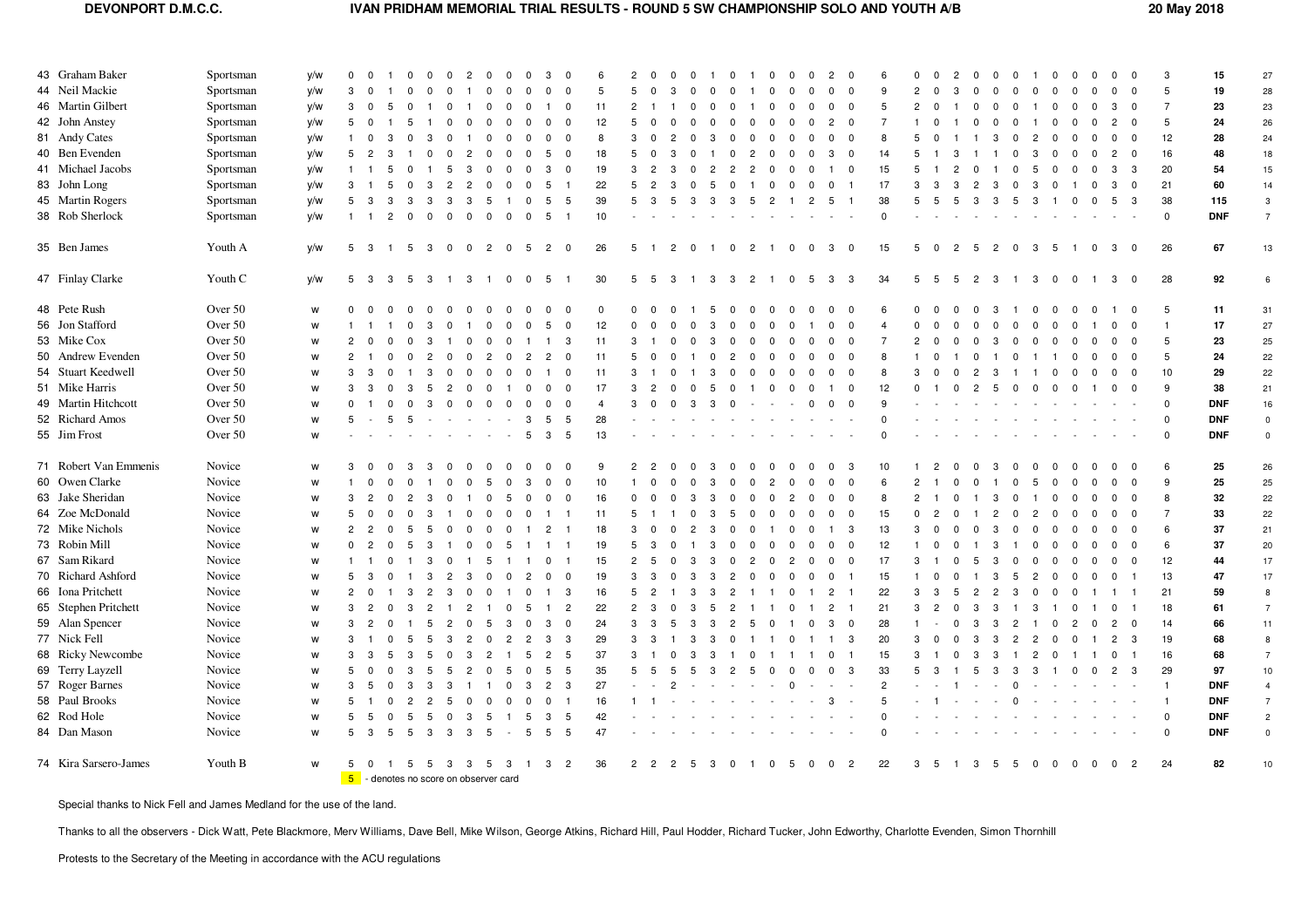| | | | | | | | | | | | | | | | | | | | | | | | | | | | | | | | | | | | | | | | | | | | | |
|---|---|---|---|---|---|---|---|---|---|---|---|---|---|---|---|---|---|---|---|---|---|---|---|---|---|---|---|---|---|---|---|---|---|---|---|---|---|---|---|---|---|---|---|---|
| 43 | Graham Baker | Sportsman | y/w | 0 | 0 | 1 | 0 | 0 | 0 | 2 | 0 | 0 | 0 | 3 | 0 | 6 | 2 | 0 | 0 | 0 | 1 | 0 | 1 | 0 | 0 | 0 | 2 | 0 | 6 | 0 | 0 | 2 | 0 | 0 | 0 | 1 | 0 | 0 | 0 | 0 | 0 | 3 | 15 | 27 |
| 44 | Neil Mackie | Sportsman | y/w | 3 | 0 | 1 | 0 | 0 | 0 | 1 | 0 | 0 | 0 | 0 | 0 | 5 | 5 | 0 | 3 | 0 | 0 | 0 | 1 | 0 | 0 | 0 | 0 | 0 | 9 | 2 | 0 | 3 | 0 | 0 | 0 | 0 | 0 | 0 | 0 | 0 | 0 | 5 | 19 | 28 |
| 46 | Martin Gilbert | Sportsman | y/w | 3 | 0 | 5 | 0 | 1 | 0 | 1 | 0 | 0 | 0 | 1 | 0 | 11 | 2 | 1 | 1 | 0 | 0 | 0 | 1 | 0 | 0 | 0 | 0 | 0 | 5 | 2 | 0 | 1 | 0 | 0 | 0 | 1 | 0 | 0 | 0 | 3 | 0 | 7 | 23 | 23 |
| 42 | John Anstey | Sportsman | y/w | 5 | 0 | 1 | 5 | 1 | 0 | 0 | 0 | 0 | 0 | 0 | 0 | 12 | 5 | 0 | 0 | 0 | 0 | 0 | 0 | 0 | 0 | 0 | 2 | 0 | 7 | 1 | 0 | 1 | 0 | 0 | 0 | 1 | 0 | 0 | 0 | 2 | 0 | 5 | 24 | 26 |
| 81 | Andy Cates | Sportsman | y/w | 1 | 0 | 3 | 0 | 3 | 0 | 1 | 0 | 0 | 0 | 0 | 0 | 8 | 3 | 0 | 2 | 0 | 3 | 0 | 0 | 0 | 0 | 0 | 0 | 0 | 8 | 5 | 0 | 1 | 1 | 3 | 0 | 2 | 0 | 0 | 0 | 0 | 0 | 12 | 28 | 24 |
| 40 | Ben Evenden | Sportsman | y/w | 5 | 2 | 3 | 1 | 0 | 0 | 2 | 0 | 0 | 0 | 5 | 0 | 18 | 5 | 0 | 3 | 0 | 1 | 0 | 2 | 0 | 0 | 0 | 3 | 0 | 14 | 5 | 1 | 3 | 1 | 1 | 0 | 3 | 0 | 0 | 0 | 2 | 0 | 16 | 48 | 18 |
| 41 | Michael Jacobs | Sportsman | y/w | 1 | 1 | 5 | 0 | 1 | 5 | 3 | 0 | 0 | 0 | 3 | 0 | 19 | 3 | 2 | 3 | 0 | 2 | 2 | 2 | 0 | 0 | 0 | 1 | 0 | 15 | 5 | 1 | 2 | 0 | 1 | 0 | 5 | 0 | 0 | 0 | 3 | 3 | 20 | 54 | 15 |
| 83 | John Long | Sportsman | y/w | 3 | 1 | 5 | 0 | 3 | 2 | 2 | 0 | 0 | 0 | 5 | 1 | 22 | 5 | 2 | 3 | 0 | 5 | 0 | 1 | 0 | 0 | 0 | 0 | 1 | 17 | 3 | 3 | 3 | 2 | 3 | 0 | 3 | 0 | 1 | 0 | 3 | 0 | 21 | 60 | 14 |
| 45 | Martin Rogers | Sportsman | y/w | 5 | 3 | 3 | 3 | 3 | 3 | 3 | 5 | 1 | 0 | 5 | 5 | 39 | 5 | 3 | 5 | 3 | 3 | 3 | 5 | 2 | 1 | 2 | 5 | 1 | 38 | 5 | 5 | 5 | 3 | 3 | 5 | 3 | 1 | 0 | 0 | 5 | 3 | 38 | 115 | 3 |
| 38 | Rob Sherlock | Sportsman | y/w | 1 | 1 | 2 | 0 | 0 | 0 | 0 | 0 | 0 | 0 | 5 | 1 | 10 | - | - | - | - | - | - | - | - | - | - | - | - | 0 | - | - | - | - | - | - | - | - | - | - | - | - | 0 | DNF | 7 |
| 35 | Ben James | Youth A | y/w | 5 | 3 | 1 | 5 | 3 | 0 | 0 | 2 | 0 | 5 | 2 | 0 | 26 | 5 | 1 | 2 | 0 | 1 | 0 | 2 | 1 | 0 | 0 | 3 | 0 | 15 | 5 | 0 | 2 | 5 | 2 | 0 | 3 | 5 | 1 | 0 | 3 | 0 | 26 | 67 | 13 |
| 47 | Finlay Clarke | Youth C | y/w | 5 | 3 | 3 | 5 | 3 | 1 | 3 | 1 | 0 | 0 | 5 | 1 | 30 | 5 | 5 | 3 | 1 | 3 | 3 | 2 | 1 | 0 | 5 | 3 | 3 | 34 | 5 | 5 | 5 | 2 | 3 | 1 | 3 | 0 | 0 | 1 | 3 | 0 | 28 | 92 | 6 |
| 48 | Pete Rush | Over 50 | w | 0 | 0 | 0 | 0 | 0 | 0 | 0 | 0 | 0 | 0 | 0 | 0 | 0 | 0 | 0 | 0 | 1 | 5 | 0 | 0 | 0 | 0 | 0 | 0 | 0 | 6 | 0 | 0 | 0 | 0 | 3 | 1 | 0 | 0 | 0 | 0 | 1 | 0 | 5 | 11 | 31 |
| 56 | Jon Stafford | Over 50 | w | 1 | 1 | 1 | 0 | 3 | 0 | 1 | 0 | 0 | 0 | 5 | 0 | 12 | 0 | 0 | 0 | 0 | 3 | 0 | 0 | 0 | 0 | 1 | 0 | 0 | 4 | 0 | 0 | 0 | 0 | 0 | 0 | 0 | 0 | 0 | 1 | 0 | 0 | 1 | 17 | 27 |
| 53 | Mike Cox | Over 50 | w | 2 | 0 | 0 | 0 | 3 | 1 | 0 | 0 | 0 | 1 | 1 | 3 | 11 | 3 | 1 | 0 | 0 | 3 | 0 | 0 | 0 | 0 | 0 | 0 | 0 | 7 | 2 | 0 | 0 | 0 | 3 | 0 | 0 | 0 | 0 | 0 | 0 | 0 | 5 | 23 | 25 |
| 50 | Andrew Evenden | Over 50 | w | 2 | 1 | 0 | 0 | 2 | 0 | 0 | 2 | 0 | 2 | 2 | 0 | 11 | 5 | 0 | 0 | 1 | 0 | 2 | 0 | 0 | 0 | 0 | 0 | 0 | 8 | 1 | 0 | 1 | 0 | 1 | 0 | 1 | 1 | 0 | 0 | 0 | 0 | 5 | 24 | 22 |
| 54 | Stuart Keedwell | Over 50 | w | 3 | 3 | 0 | 1 | 3 | 0 | 0 | 0 | 0 | 0 | 1 | 0 | 11 | 3 | 1 | 0 | 1 | 3 | 0 | 0 | 0 | 0 | 0 | 0 | 0 | 8 | 3 | 0 | 0 | 2 | 3 | 1 | 1 | 0 | 0 | 0 | 0 | 0 | 10 | 29 | 22 |
| 51 | Mike Harris | Over 50 | w | 3 | 3 | 0 | 3 | 5 | 2 | 0 | 0 | 1 | 0 | 0 | 0 | 17 | 3 | 2 | 0 | 0 | 5 | 0 | 1 | 0 | 0 | 0 | 1 | 0 | 12 | 0 | 1 | 0 | 2 | 5 | 0 | 0 | 0 | 0 | 1 | 0 | 0 | 9 | 38 | 21 |
| 49 | Martin Hitchcott | Over 50 | w | 0 | 1 | 0 | 0 | 3 | 0 | 0 | 0 | 0 | 0 | 0 | 0 | 4 | 3 | 0 | 0 | 3 | 3 | 0 | - | - | - | 0 | 0 | 0 | 9 | - | - | - | - | - | - | - | - | - | - | - | - | 0 | DNF | 16 |
| 52 | Richard Amos | Over 50 | w | 5 | - | 5 | 5 | - | - | - | - | - | 3 | 5 | 5 | 28 | - | - | - | - | - | - | - | - | - | - | - | - | 0 | - | - | - | - | - | - | - | - | - | - | - | - | 0 | DNF | 0 |
| 55 | Jim Frost | Over 50 | w | - | - | - | - | - | - | - | - | - | 5 | 3 | 5 | 13 | - | - | - | - | - | - | - | - | - | - | - | - | 0 | - | - | - | - | - | - | - | - | - | - | - | - | 0 | DNF | 0 |
| 71 | Robert Van Emmenis | Novice | w | 3 | 0 | 0 | 3 | 3 | 0 | 0 | 0 | 0 | 0 | 0 | 0 | 9 | 2 | 2 | 0 | 0 | 3 | 0 | 0 | 0 | 0 | 0 | 0 | 3 | 10 | 1 | 2 | 0 | 0 | 3 | 0 | 0 | 0 | 0 | 0 | 0 | 0 | 6 | 25 | 26 |
| 60 | Owen Clarke | Novice | w | 1 | 0 | 0 | 0 | 1 | 0 | 0 | 5 | 0 | 3 | 0 | 0 | 10 | 1 | 0 | 0 | 0 | 3 | 0 | 0 | 2 | 0 | 0 | 0 | 0 | 6 | 2 | 1 | 0 | 0 | 1 | 0 | 5 | 0 | 0 | 0 | 0 | 0 | 9 | 25 | 25 |
| 63 | Jake Sheridan | Novice | w | 3 | 2 | 0 | 2 | 3 | 0 | 1 | 0 | 5 | 0 | 0 | 0 | 16 | 0 | 0 | 0 | 3 | 3 | 0 | 0 | 0 | 2 | 0 | 0 | 0 | 8 | 2 | 1 | 0 | 1 | 3 | 0 | 1 | 0 | 0 | 0 | 0 | 0 | 8 | 32 | 22 |
| 64 | Zoe McDonald | Novice | w | 5 | 0 | 0 | 0 | 3 | 1 | 0 | 0 | 0 | 0 | 1 | 1 | 11 | 5 | 1 | 1 | 0 | 3 | 5 | 0 | 0 | 0 | 0 | 0 | 0 | 15 | 0 | 2 | 0 | 1 | 2 | 0 | 2 | 0 | 0 | 0 | 0 | 0 | 7 | 33 | 22 |
| 72 | Mike Nichols | Novice | w | 2 | 2 | 0 | 5 | 5 | 0 | 0 | 0 | 0 | 1 | 2 | 1 | 18 | 3 | 0 | 0 | 2 | 3 | 0 | 0 | 1 | 0 | 0 | 1 | 3 | 13 | 3 | 0 | 0 | 0 | 3 | 0 | 0 | 0 | 0 | 0 | 0 | 0 | 6 | 37 | 21 |
| 73 | Robin Mill | Novice | w | 0 | 2 | 0 | 5 | 3 | 1 | 0 | 0 | 5 | 1 | 1 | 1 | 19 | 5 | 3 | 0 | 1 | 3 | 0 | 0 | 0 | 0 | 0 | 0 | 0 | 12 | 1 | 0 | 0 | 1 | 3 | 1 | 0 | 0 | 0 | 0 | 0 | 0 | 6 | 37 | 20 |
| 67 | Sam Rikard | Novice | w | 1 | 1 | 0 | 1 | 3 | 0 | 1 | 5 | 1 | 1 | 0 | 1 | 15 | 2 | 5 | 0 | 3 | 3 | 0 | 2 | 0 | 2 | 0 | 0 | 0 | 17 | 3 | 1 | 0 | 5 | 3 | 0 | 0 | 0 | 0 | 0 | 0 | 0 | 12 | 44 | 17 |
| 70 | Richard Ashford | Novice | w | 5 | 3 | 0 | 1 | 3 | 2 | 3 | 0 | 0 | 2 | 0 | 0 | 19 | 3 | 3 | 0 | 3 | 3 | 2 | 0 | 0 | 0 | 0 | 0 | 1 | 15 | 1 | 0 | 0 | 1 | 3 | 5 | 2 | 0 | 0 | 0 | 0 | 1 | 13 | 47 | 17 |
| 66 | Iona Pritchett | Novice | w | 2 | 0 | 1 | 3 | 2 | 3 | 0 | 0 | 1 | 0 | 1 | 3 | 16 | 5 | 2 | 1 | 3 | 3 | 2 | 1 | 1 | 0 | 1 | 2 | 1 | 22 | 3 | 3 | 5 | 2 | 2 | 3 | 0 | 0 | 0 | 1 | 1 | 1 | 21 | 59 | 8 |
| 65 | Stephen Pritchett | Novice | w | 3 | 2 | 0 | 3 | 2 | 1 | 2 | 1 | 0 | 5 | 1 | 2 | 22 | 2 | 3 | 0 | 3 | 5 | 2 | 1 | 1 | 0 | 1 | 2 | 1 | 21 | 3 | 2 | 0 | 3 | 3 | 1 | 3 | 1 | 0 | 1 | 0 | 1 | 18 | 61 | 7 |
| 59 | Alan Spencer | Novice | w | 3 | 2 | 0 | 1 | 5 | 2 | 0 | 5 | 3 | 0 | 3 | 0 | 24 | 3 | 3 | 5 | 3 | 3 | 2 | 5 | 0 | 1 | 0 | 3 | 0 | 28 | 1 | - | 0 | 3 | 3 | 2 | 1 | 0 | 2 | 0 | 2 | 0 | 14 | 66 | 11 |
| 77 | Nick Fell | Novice | w | 3 | 1 | 0 | 5 | 5 | 3 | 2 | 0 | 2 | 2 | 3 | 3 | 29 | 3 | 3 | 1 | 3 | 3 | 0 | 1 | 1 | 0 | 1 | 1 | 3 | 20 | 3 | 0 | 0 | 3 | 3 | 2 | 2 | 0 | 0 | 1 | 2 | 3 | 19 | 68 | 8 |
| 68 | Ricky Newcombe | Novice | w | 3 | 3 | 5 | 3 | 5 | 0 | 3 | 2 | 1 | 5 | 2 | 5 | 37 | 3 | 1 | 0 | 3 | 3 | 1 | 0 | 1 | 1 | 1 | 0 | 1 | 15 | 3 | 1 | 0 | 3 | 3 | 1 | 2 | 0 | 1 | 1 | 0 | 1 | 16 | 68 | 7 |
| 69 | Terry Layzell | Novice | w | 5 | 0 | 0 | 3 | 5 | 5 | 2 | 0 | 5 | 0 | 5 | 5 | 35 | 5 | 5 | 5 | 5 | 3 | 2 | 5 | 0 | 0 | 0 | 0 | 3 | 33 | 5 | 3 | 1 | 5 | 3 | 3 | 3 | 1 | 0 | 0 | 2 | 3 | 29 | 97 | 10 |
| 57 | Roger Barnes | Novice | w | 3 | 5 | 0 | 3 | 3 | 3 | 1 | 1 | 0 | 3 | 2 | 3 | 27 | - | - | 2 | - | - | - | - | - | 0 | - | - | - | 2 | - | - | 1 | - | - | - | 0 | - | - | - | - | - | 1 | DNF | 4 |
| 58 | Paul Brooks | Novice | w | 5 | 1 | 0 | 2 | 2 | 5 | 0 | 0 | 0 | 0 | 0 | 1 | 16 | 1 | 1 | - | - | - | - | - | - | - | - | 3 | - | 5 | - | 1 | - | - | - | - | 0 | - | - | - | - | - | 1 | DNF | 7 |
| 62 | Rod Hole | Novice | w | 5 | 5 | 0 | 5 | 5 | 0 | 3 | 5 | 1 | 5 | 3 | 5 | 42 | - | - | - | - | - | - | - | - | - | - | - | - | 0 | - | - | - | - | - | - | - | - | - | - | - | - | 0 | DNF | 2 |
| 84 | Dan Mason | Novice | w | 5 | 3 | 5 | 5 | 3 | 3 | 3 | 5 | - | 5 | 5 | 5 | 47 | - | - | - | - | - | - | - | - | - | - | - | - | 0 | - | - | - | - | - | - | - | - | - | - | - | - | 0 | DNF | 0 |
| 74 | Kira Sarsero-James | Youth B | w | 5 | 0 | 1 | 5 | 5 | 3 | 3 | 5 | 3 | 1 | 3 | 2 | 36 | 2 | 2 | 2 | 5 | 3 | 0 | 1 | 0 | 5 | 0 | 0 | 2 | 22 | 3 | 5 | 1 | 3 | 5 | 5 | 0 | 0 | 0 | 0 | 0 | 2 | 24 | 82 | 10 |

5 - denotes no score on observer card

Special thanks to Nick Fell and James Medland for the use of the land.

Thanks to all the observers - Dick Watt, Pete Blackmore, Merv Williams, Dave Bell, Mike Wilson, George Atkins, Richard Hill, Paul Hodder, Richard Tucker, John Edworthy, Charlotte Evenden, Simon Thornhill

Protests to the Secretary of the Meeting in accordance with the ACU regulations